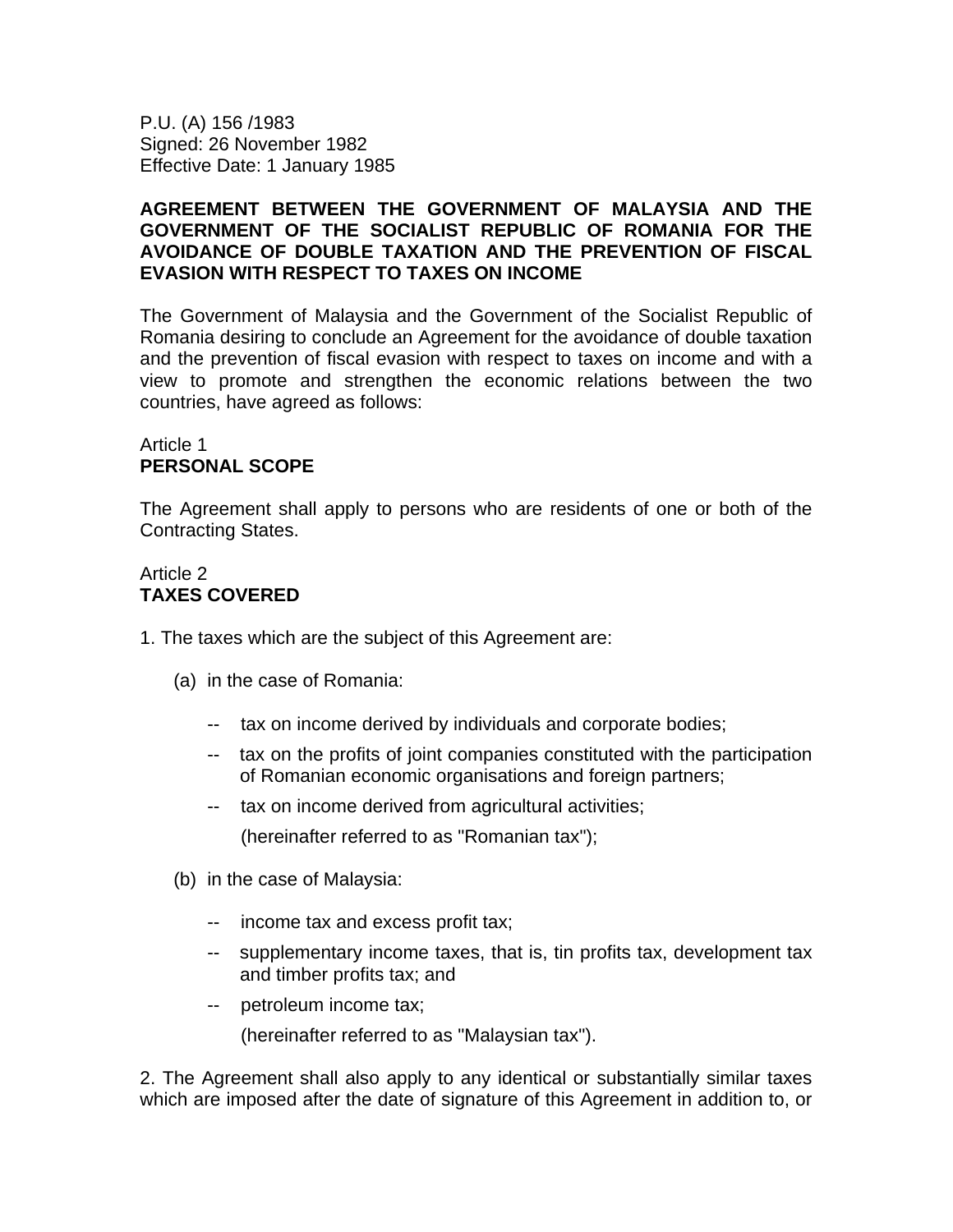P.U. (A) 156 /1983
Signed: 26 November 1982
Effective Date: 1 January 1985

**AGREEMENT BETWEEN THE GOVERNMENT OF MALAYSIA AND THE GOVERNMENT OF THE SOCIALIST REPUBLIC OF ROMANIA FOR THE AVOIDANCE OF DOUBLE TAXATION AND THE PREVENTION OF FISCAL EVASION WITH RESPECT TO TAXES ON INCOME**

The Government of Malaysia and the Government of the Socialist Republic of Romania desiring to conclude an Agreement for the avoidance of double taxation and the prevention of fiscal evasion with respect to taxes on income and with a view to promote and strengthen the economic relations between the two countries, have agreed as follows:

Article 1
**PERSONAL SCOPE**

The Agreement shall apply to persons who are residents of one or both of the Contracting States.

Article 2
**TAXES COVERED**

1. The taxes which are the subject of this Agreement are:

   (a) in the case of Romania:

   - tax on income derived by individuals and corporate bodies;
   - tax on the profits of joint companies constituted with the participation of Romanian economic organisations and foreign partners;
   - tax on income derived from agricultural activities;

     (hereinafter referred to as "Romanian tax");

   (b) in the case of Malaysia:

   - income tax and excess profit tax;
   - supplementary income taxes, that is, tin profits tax, development tax and timber profits tax; and
   - petroleum income tax;

     (hereinafter referred to as "Malaysian tax").

2. The Agreement shall also apply to any identical or substantially similar taxes which are imposed after the date of signature of this Agreement in addition to, or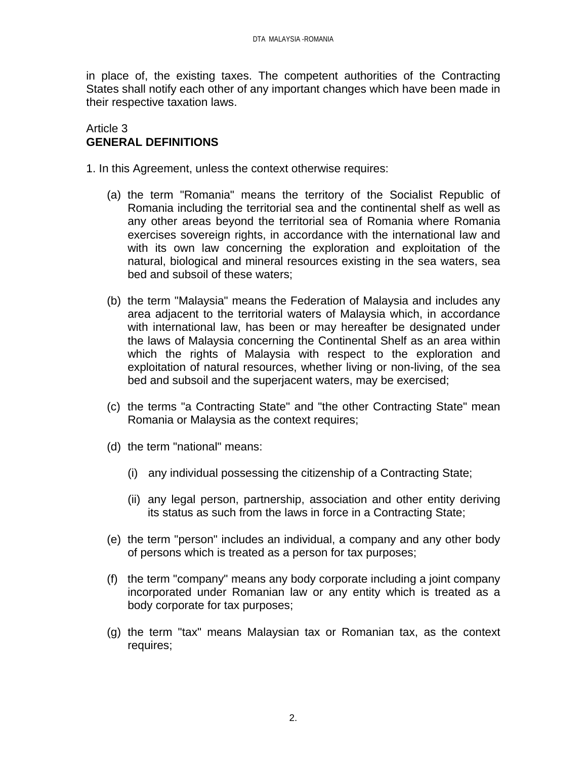in place of, the existing taxes. The competent authorities of the Contracting States shall notify each other of any important changes which have been made in their respective taxation laws.

Article 3
**GENERAL DEFINITIONS**

1. In this Agreement, unless the context otherwise requires:

   (a) the term "Romania" means the territory of the Socialist Republic of Romania including the territorial sea and the continental shelf as well as any other areas beyond the territorial sea of Romania where Romania exercises sovereign rights, in accordance with the international law and with its own law concerning the exploration and exploitation of the natural, biological and mineral resources existing in the sea waters, sea bed and subsoil of these waters;

   (b) the term "Malaysia" means the Federation of Malaysia and includes any area adjacent to the territorial waters of Malaysia which, in accordance with international law, has been or may hereafter be designated under the laws of Malaysia concerning the Continental Shelf as an area within which the rights of Malaysia with respect to the exploration and exploitation of natural resources, whether living or non-living, of the sea bed and subsoil and the superjacent waters, may be exercised;

   (c) the terms "a Contracting State" and "the other Contracting State" mean Romania or Malaysia as the context requires;

   (d) the term "national" means:

      (i) any individual possessing the citizenship of a Contracting State;

      (ii) any legal person, partnership, association and other entity deriving its status as such from the laws in force in a Contracting State;

   (e) the term "person" includes an individual, a company and any other body of persons which is treated as a person for tax purposes;

   (f) the term "company" means any body corporate including a joint company incorporated under Romanian law or any entity which is treated as a body corporate for tax purposes;

   (g) the term "tax" means Malaysian tax or Romanian tax, as the context requires;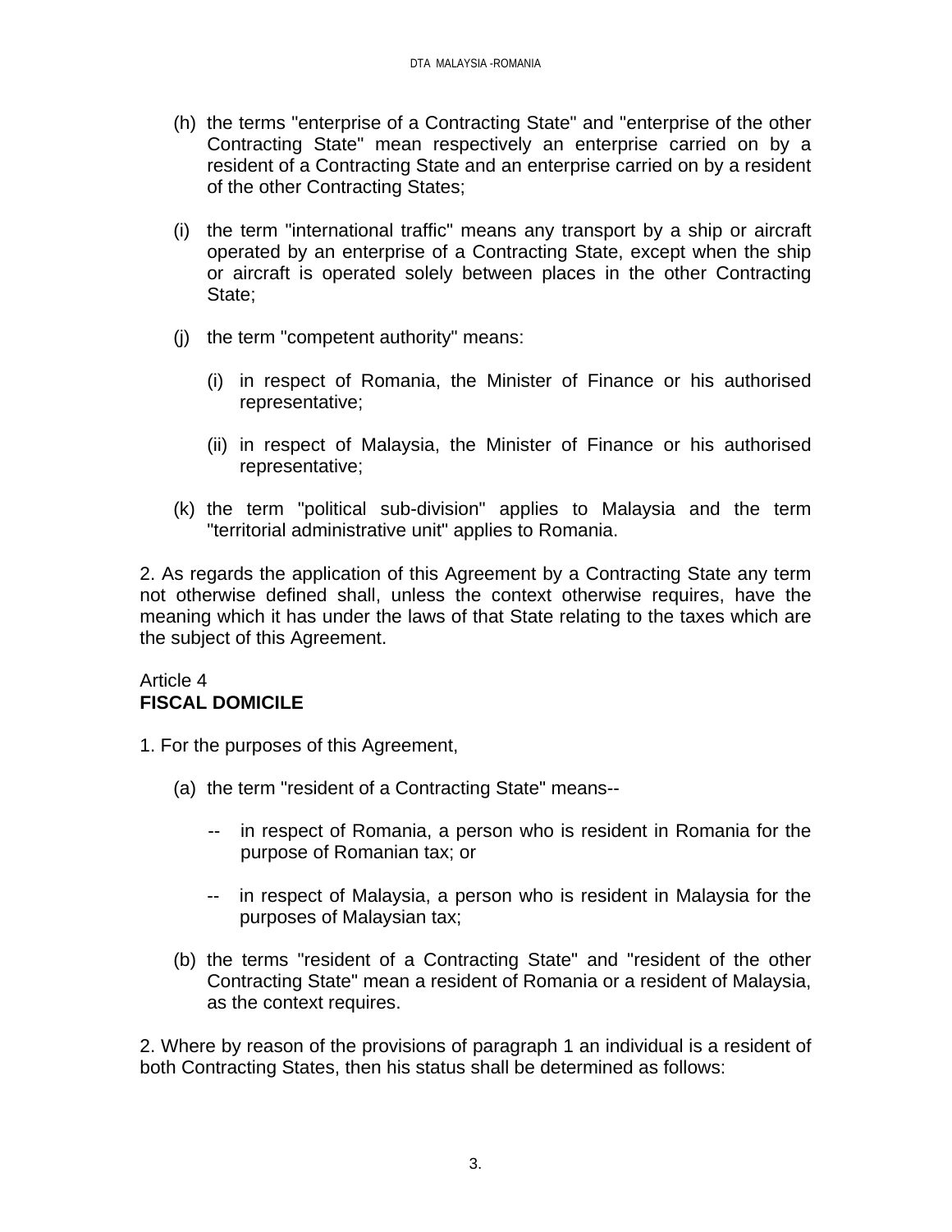(h) the terms "enterprise of a Contracting State" and "enterprise of the other Contracting State" mean respectively an enterprise carried on by a resident of a Contracting State and an enterprise carried on by a resident of the other Contracting States;

(i) the term "international traffic" means any transport by a ship or aircraft operated by an enterprise of a Contracting State, except when the ship or aircraft is operated solely between places in the other Contracting State;

(j) the term "competent authority" means:

  (i) in respect of Romania, the Minister of Finance or his authorised representative;

  (ii) in respect of Malaysia, the Minister of Finance or his authorised representative;

(k) the term "political sub-division" applies to Malaysia and the term "territorial administrative unit" applies to Romania.

2. As regards the application of this Agreement by a Contracting State any term not otherwise defined shall, unless the context otherwise requires, have the meaning which it has under the laws of that State relating to the taxes which are the subject of this Agreement.

Article 4
**FISCAL DOMICILE**

1. For the purposes of this Agreement,

(a) the term "resident of a Contracting State" means--

  -- in respect of Romania, a person who is resident in Romania for the purpose of Romanian tax; or

  -- in respect of Malaysia, a person who is resident in Malaysia for the purposes of Malaysian tax;

(b) the terms "resident of a Contracting State" and "resident of the other Contracting State" mean a resident of Romania or a resident of Malaysia, as the context requires.

2. Where by reason of the provisions of paragraph 1 an individual is a resident of both Contracting States, then his status shall be determined as follows: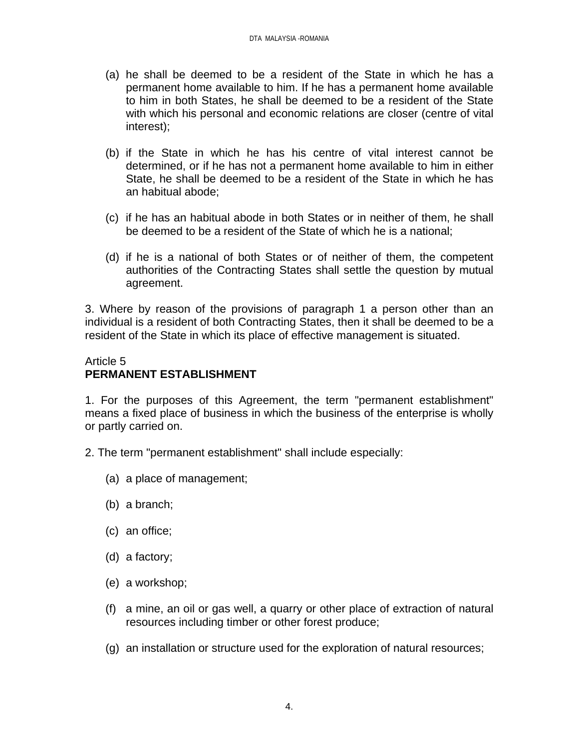(a) he shall be deemed to be a resident of the State in which he has a permanent home available to him. If he has a permanent home available to him in both States, he shall be deemed to be a resident of the State with which his personal and economic relations are closer (centre of vital interest);

(b) if the State in which he has his centre of vital interest cannot be determined, or if he has not a permanent home available to him in either State, he shall be deemed to be a resident of the State in which he has an habitual abode;

(c) if he has an habitual abode in both States or in neither of them, he shall be deemed to be a resident of the State of which he is a national;

(d) if he is a national of both States or of neither of them, the competent authorities of the Contracting States shall settle the question by mutual agreement.

3. Where by reason of the provisions of paragraph 1 a person other than an individual is a resident of both Contracting States, then it shall be deemed to be a resident of the State in which its place of effective management is situated.

Article 5
**PERMANENT ESTABLISHMENT**

1. For the purposes of this Agreement, the term "permanent establishment" means a fixed place of business in which the business of the enterprise is wholly or partly carried on.

2. The term "permanent establishment" shall include especially:

(a) a place of management;

(b) a branch;

(c) an office;

(d) a factory;

(e) a workshop;

(f) a mine, an oil or gas well, a quarry or other place of extraction of natural resources including timber or other forest produce;

(g) an installation or structure used for the exploration of natural resources;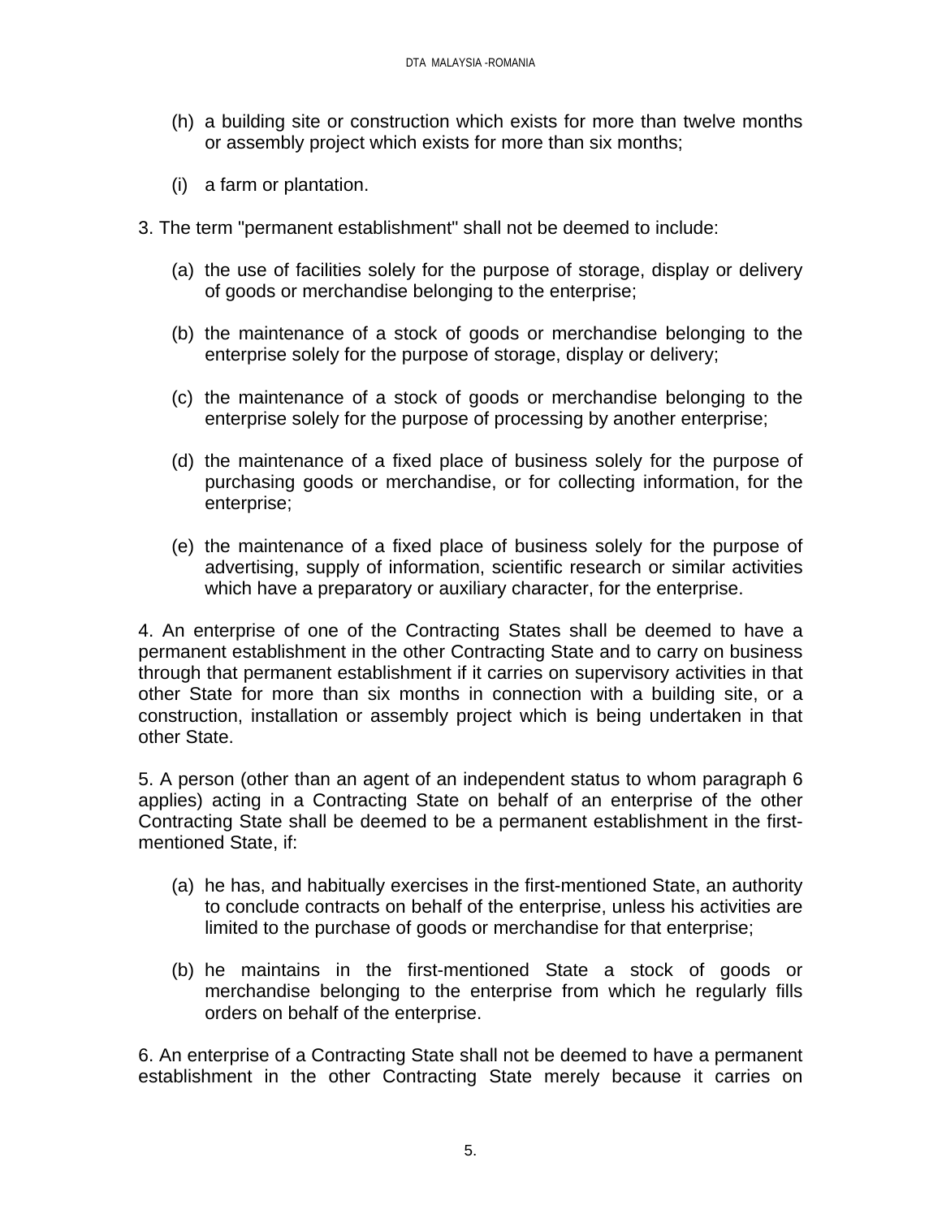(h) a building site or construction which exists for more than twelve months or assembly project which exists for more than six months;

(i) a farm or plantation.

3. The term "permanent establishment" shall not be deemed to include:

(a) the use of facilities solely for the purpose of storage, display or delivery of goods or merchandise belonging to the enterprise;

(b) the maintenance of a stock of goods or merchandise belonging to the enterprise solely for the purpose of storage, display or delivery;

(c) the maintenance of a stock of goods or merchandise belonging to the enterprise solely for the purpose of processing by another enterprise;

(d) the maintenance of a fixed place of business solely for the purpose of purchasing goods or merchandise, or for collecting information, for the enterprise;

(e) the maintenance of a fixed place of business solely for the purpose of advertising, supply of information, scientific research or similar activities which have a preparatory or auxiliary character, for the enterprise.

4. An enterprise of one of the Contracting States shall be deemed to have a permanent establishment in the other Contracting State and to carry on business through that permanent establishment if it carries on supervisory activities in that other State for more than six months in connection with a building site, or a construction, installation or assembly project which is being undertaken in that other State.

5. A person (other than an agent of an independent status to whom paragraph 6 applies) acting in a Contracting State on behalf of an enterprise of the other Contracting State shall be deemed to be a permanent establishment in the first-mentioned State, if:

(a) he has, and habitually exercises in the first-mentioned State, an authority to conclude contracts on behalf of the enterprise, unless his activities are limited to the purchase of goods or merchandise for that enterprise;

(b) he maintains in the first-mentioned State a stock of goods or merchandise belonging to the enterprise from which he regularly fills orders on behalf of the enterprise.

6. An enterprise of a Contracting State shall not be deemed to have a permanent establishment in the other Contracting State merely because it carries on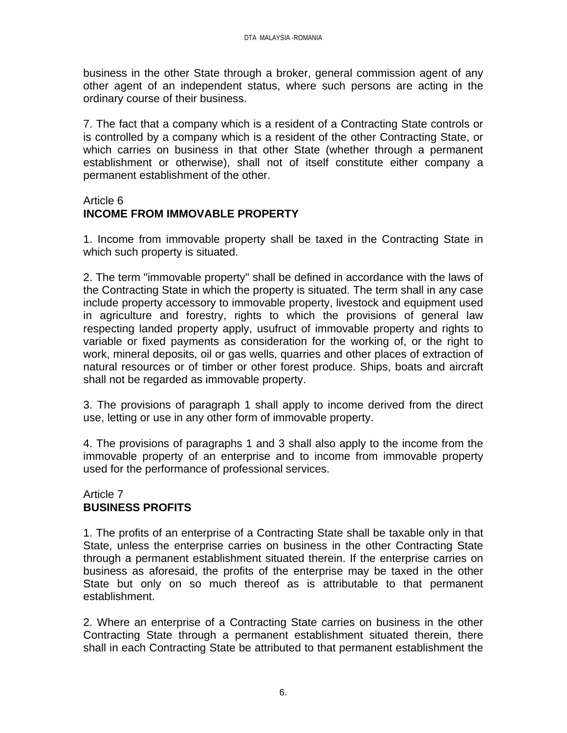business in the other State through a broker, general commission agent of any other agent of an independent status, where such persons are acting in the ordinary course of their business.

7. The fact that a company which is a resident of a Contracting State controls or is controlled by a company which is a resident of the other Contracting State, or which carries on business in that other State (whether through a permanent establishment or otherwise), shall not of itself constitute either company a permanent establishment of the other.

Article 6
**INCOME FROM IMMOVABLE PROPERTY**

1. Income from immovable property shall be taxed in the Contracting State in which such property is situated.

2. The term "immovable property" shall be defined in accordance with the laws of the Contracting State in which the property is situated. The term shall in any case include property accessory to immovable property, livestock and equipment used in agriculture and forestry, rights to which the provisions of general law respecting landed property apply, usufruct of immovable property and rights to variable or fixed payments as consideration for the working of, or the right to work, mineral deposits, oil or gas wells, quarries and other places of extraction of natural resources or of timber or other forest produce. Ships, boats and aircraft shall not be regarded as immovable property.

3. The provisions of paragraph 1 shall apply to income derived from the direct use, letting or use in any other form of immovable property.

4. The provisions of paragraphs 1 and 3 shall also apply to the income from the immovable property of an enterprise and to income from immovable property used for the performance of professional services.

Article 7
**BUSINESS PROFITS**

1. The profits of an enterprise of a Contracting State shall be taxable only in that State, unless the enterprise carries on business in the other Contracting State through a permanent establishment situated therein. If the enterprise carries on business as aforesaid, the profits of the enterprise may be taxed in the other State but only on so much thereof as is attributable to that permanent establishment.

2. Where an enterprise of a Contracting State carries on business in the other Contracting State through a permanent establishment situated therein, there shall in each Contracting State be attributed to that permanent establishment the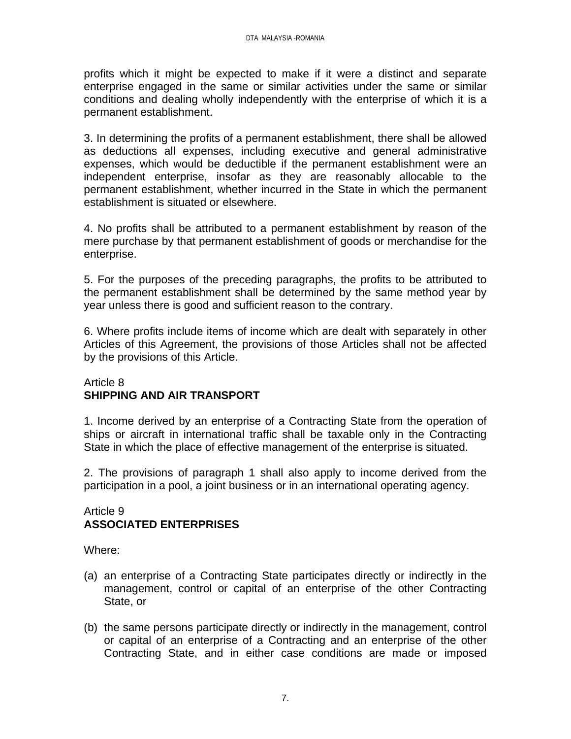profits which it might be expected to make if it were a distinct and separate enterprise engaged in the same or similar activities under the same or similar conditions and dealing wholly independently with the enterprise of which it is a permanent establishment.

3. In determining the profits of a permanent establishment, there shall be allowed as deductions all expenses, including executive and general administrative expenses, which would be deductible if the permanent establishment were an independent enterprise, insofar as they are reasonably allocable to the permanent establishment, whether incurred in the State in which the permanent establishment is situated or elsewhere.

4. No profits shall be attributed to a permanent establishment by reason of the mere purchase by that permanent establishment of goods or merchandise for the enterprise.

5. For the purposes of the preceding paragraphs, the profits to be attributed to the permanent establishment shall be determined by the same method year by year unless there is good and sufficient reason to the contrary.

6. Where profits include items of income which are dealt with separately in other Articles of this Agreement, the provisions of those Articles shall not be affected by the provisions of this Article.

## Article 8
## **SHIPPING AND AIR TRANSPORT**

1. Income derived by an enterprise of a Contracting State from the operation of ships or aircraft in international traffic shall be taxable only in the Contracting State in which the place of effective management of the enterprise is situated.

2. The provisions of paragraph 1 shall also apply to income derived from the participation in a pool, a joint business or in an international operating agency.

## Article 9
## **ASSOCIATED ENTERPRISES**

Where:

(a) an enterprise of a Contracting State participates directly or indirectly in the management, control or capital of an enterprise of the other Contracting State, or

(b) the same persons participate directly or indirectly in the management, control or capital of an enterprise of a Contracting and an enterprise of the other Contracting State, and in either case conditions are made or imposed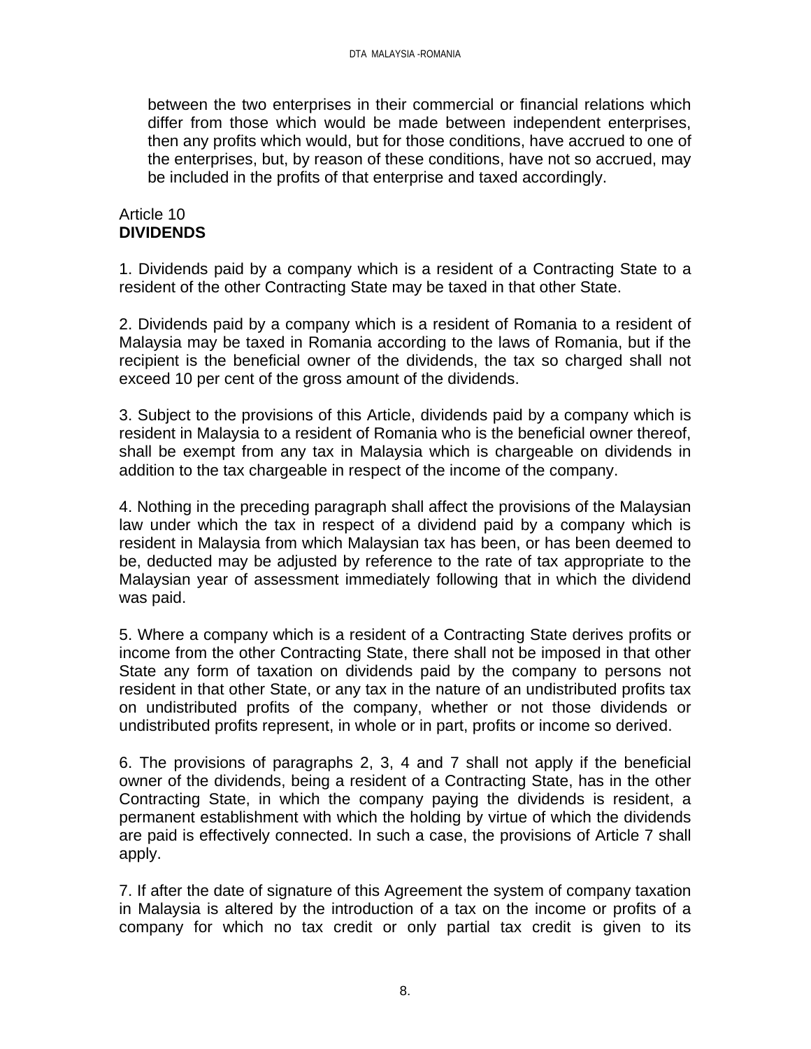between the two enterprises in their commercial or financial relations which differ from those which would be made between independent enterprises, then any profits which would, but for those conditions, have accrued to one of the enterprises, but, by reason of these conditions, have not so accrued, may be included in the profits of that enterprise and taxed accordingly.

Article 10
**DIVIDENDS**

1. Dividends paid by a company which is a resident of a Contracting State to a resident of the other Contracting State may be taxed in that other State.

2. Dividends paid by a company which is a resident of Romania to a resident of Malaysia may be taxed in Romania according to the laws of Romania, but if the recipient is the beneficial owner of the dividends, the tax so charged shall not exceed 10 per cent of the gross amount of the dividends.

3. Subject to the provisions of this Article, dividends paid by a company which is resident in Malaysia to a resident of Romania who is the beneficial owner thereof, shall be exempt from any tax in Malaysia which is chargeable on dividends in addition to the tax chargeable in respect of the income of the company.

4. Nothing in the preceding paragraph shall affect the provisions of the Malaysian law under which the tax in respect of a dividend paid by a company which is resident in Malaysia from which Malaysian tax has been, or has been deemed to be, deducted may be adjusted by reference to the rate of tax appropriate to the Malaysian year of assessment immediately following that in which the dividend was paid.

5. Where a company which is a resident of a Contracting State derives profits or income from the other Contracting State, there shall not be imposed in that other State any form of taxation on dividends paid by the company to persons not resident in that other State, or any tax in the nature of an undistributed profits tax on undistributed profits of the company, whether or not those dividends or undistributed profits represent, in whole or in part, profits or income so derived.

6. The provisions of paragraphs 2, 3, 4 and 7 shall not apply if the beneficial owner of the dividends, being a resident of a Contracting State, has in the other Contracting State, in which the company paying the dividends is resident, a permanent establishment with which the holding by virtue of which the dividends are paid is effectively connected. In such a case, the provisions of Article 7 shall apply.

7. If after the date of signature of this Agreement the system of company taxation in Malaysia is altered by the introduction of a tax on the income or profits of a company for which no tax credit or only partial tax credit is given to its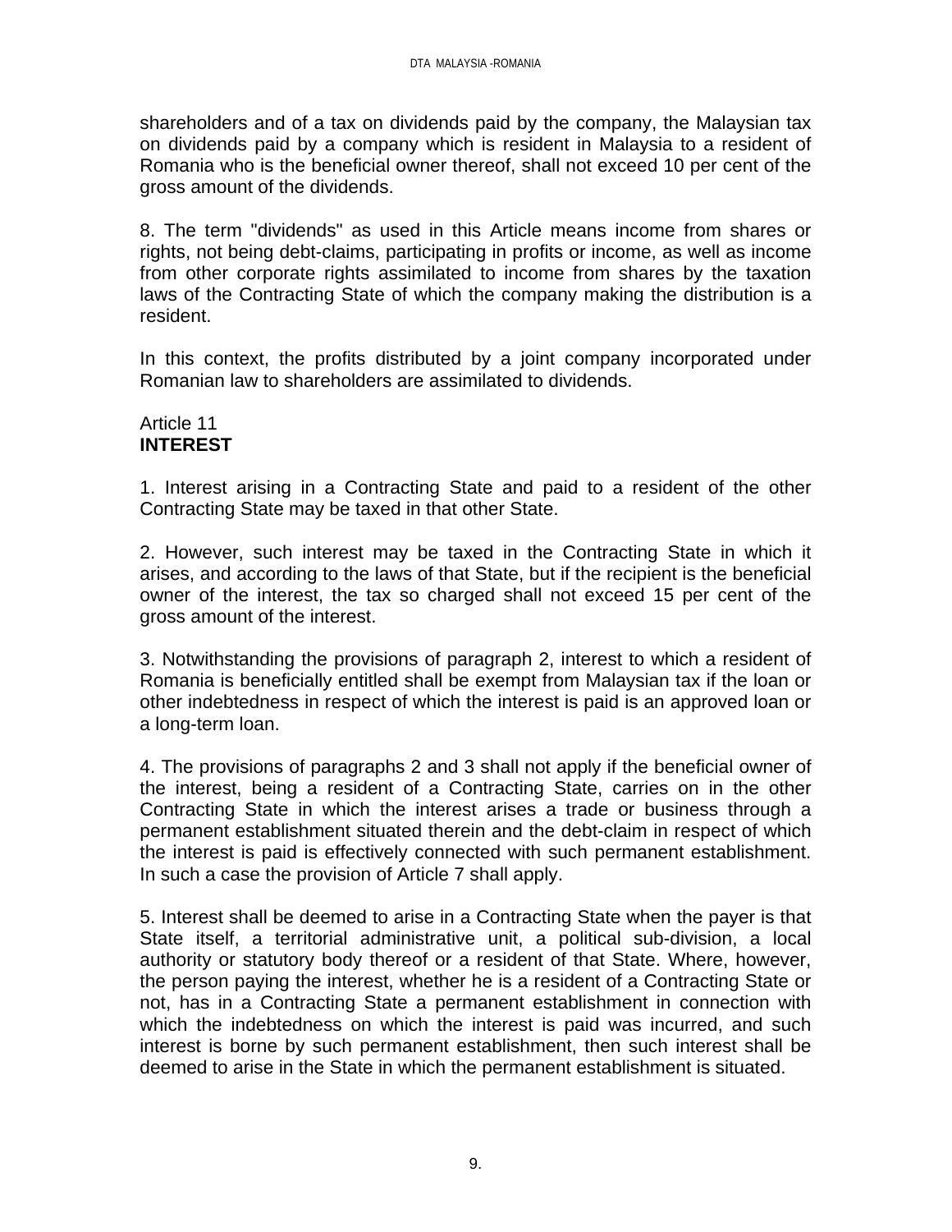shareholders and of a tax on dividends paid by the company, the Malaysian tax on dividends paid by a company which is resident in Malaysia to a resident of Romania who is the beneficial owner thereof, shall not exceed 10 per cent of the gross amount of the dividends.

8. The term "dividends" as used in this Article means income from shares or rights, not being debt-claims, participating in profits or income, as well as income from other corporate rights assimilated to income from shares by the taxation laws of the Contracting State of which the company making the distribution is a resident.

In this context, the profits distributed by a joint company incorporated under Romanian law to shareholders are assimilated to dividends.

## Article 11
## **INTEREST**

1. Interest arising in a Contracting State and paid to a resident of the other Contracting State may be taxed in that other State.

2. However, such interest may be taxed in the Contracting State in which it arises, and according to the laws of that State, but if the recipient is the beneficial owner of the interest, the tax so charged shall not exceed 15 per cent of the gross amount of the interest.

3. Notwithstanding the provisions of paragraph 2, interest to which a resident of Romania is beneficially entitled shall be exempt from Malaysian tax if the loan or other indebtedness in respect of which the interest is paid is an approved loan or a long-term loan.

4. The provisions of paragraphs 2 and 3 shall not apply if the beneficial owner of the interest, being a resident of a Contracting State, carries on in the other Contracting State in which the interest arises a trade or business through a permanent establishment situated therein and the debt-claim in respect of which the interest is paid is effectively connected with such permanent establishment. In such a case the provision of Article 7 shall apply.

5. Interest shall be deemed to arise in a Contracting State when the payer is that State itself, a territorial administrative unit, a political sub-division, a local authority or statutory body thereof or a resident of that State. Where, however, the person paying the interest, whether he is a resident of a Contracting State or not, has in a Contracting State a permanent establishment in connection with which the indebtedness on which the interest is paid was incurred, and such interest is borne by such permanent establishment, then such interest shall be deemed to arise in the State in which the permanent establishment is situated.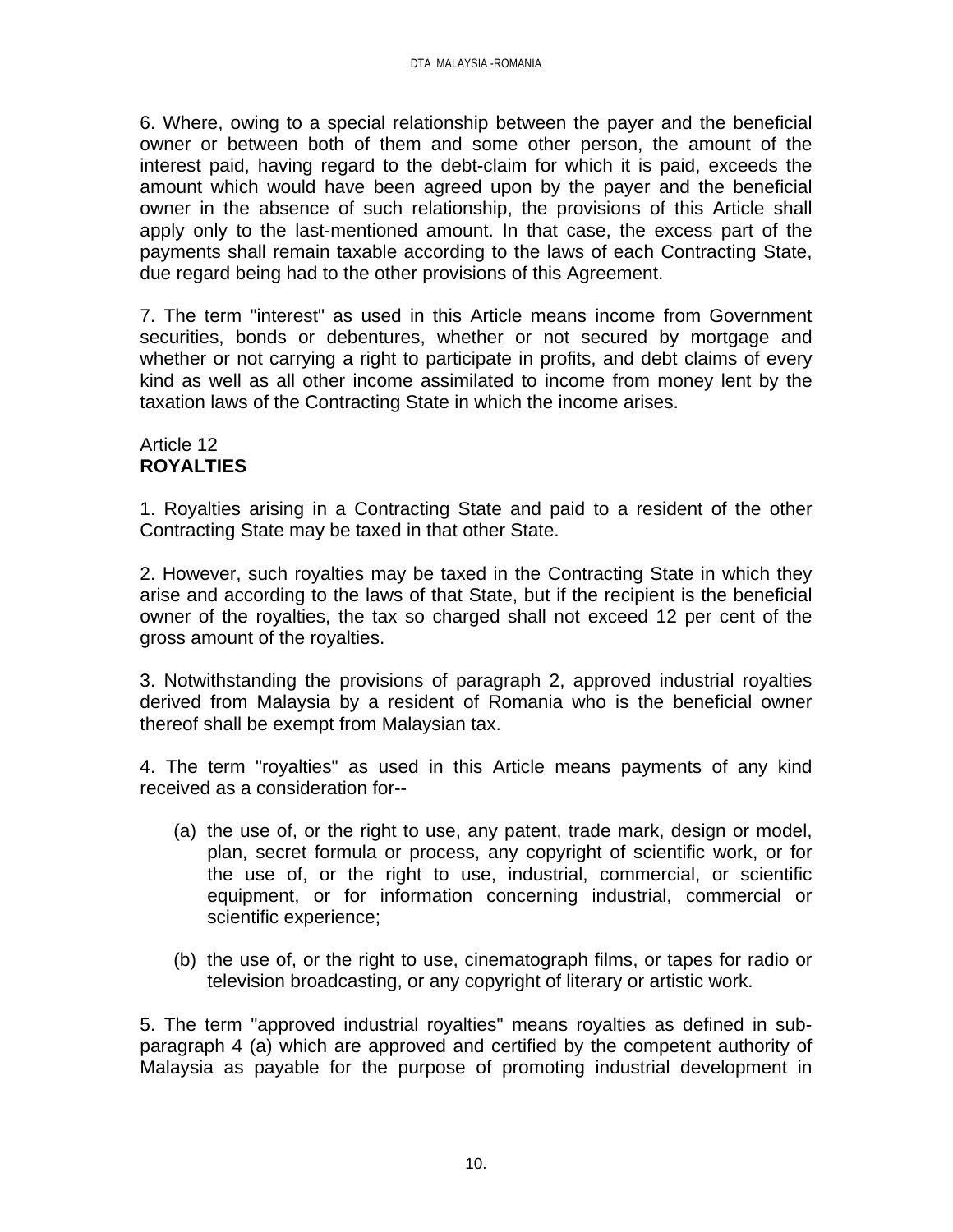6. Where, owing to a special relationship between the payer and the beneficial owner or between both of them and some other person, the amount of the interest paid, having regard to the debt-claim for which it is paid, exceeds the amount which would have been agreed upon by the payer and the beneficial owner in the absence of such relationship, the provisions of this Article shall apply only to the last-mentioned amount. In that case, the excess part of the payments shall remain taxable according to the laws of each Contracting State, due regard being had to the other provisions of this Agreement.

7. The term "interest" as used in this Article means income from Government securities, bonds or debentures, whether or not secured by mortgage and whether or not carrying a right to participate in profits, and debt claims of every kind as well as all other income assimilated to income from money lent by the taxation laws of the Contracting State in which the income arises.

Article 12
**ROYALTIES**

1. Royalties arising in a Contracting State and paid to a resident of the other Contracting State may be taxed in that other State.

2. However, such royalties may be taxed in the Contracting State in which they arise and according to the laws of that State, but if the recipient is the beneficial owner of the royalties, the tax so charged shall not exceed 12 per cent of the gross amount of the royalties.

3. Notwithstanding the provisions of paragraph 2, approved industrial royalties derived from Malaysia by a resident of Romania who is the beneficial owner thereof shall be exempt from Malaysian tax.

4. The term "royalties" as used in this Article means payments of any kind received as a consideration for--

(a) the use of, or the right to use, any patent, trade mark, design or model, plan, secret formula or process, any copyright of scientific work, or for the use of, or the right to use, industrial, commercial, or scientific equipment, or for information concerning industrial, commercial or scientific experience;

(b) the use of, or the right to use, cinematograph films, or tapes for radio or television broadcasting, or any copyright of literary or artistic work.

5. The term "approved industrial royalties" means royalties as defined in sub-paragraph 4 (a) which are approved and certified by the competent authority of Malaysia as payable for the purpose of promoting industrial development in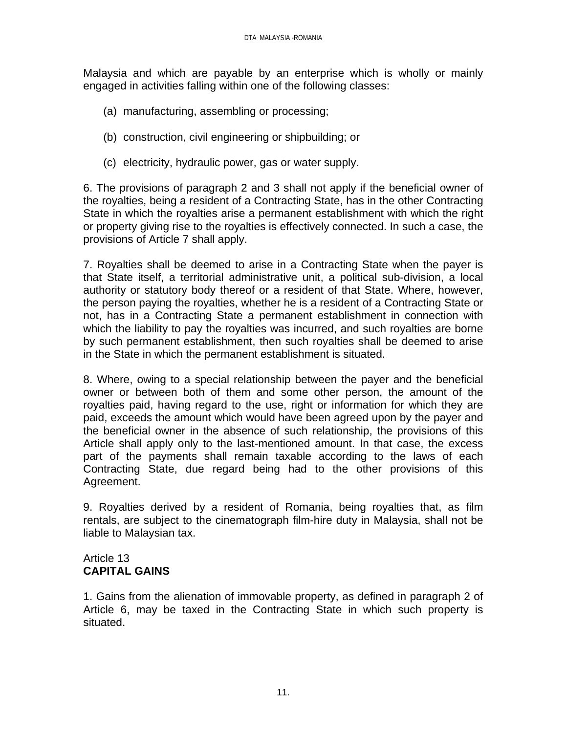Malaysia and which are payable by an enterprise which is wholly or mainly engaged in activities falling within one of the following classes:

(a) manufacturing, assembling or processing;

(b) construction, civil engineering or shipbuilding; or

(c) electricity, hydraulic power, gas or water supply.

6. The provisions of paragraph 2 and 3 shall not apply if the beneficial owner of the royalties, being a resident of a Contracting State, has in the other Contracting State in which the royalties arise a permanent establishment with which the right or property giving rise to the royalties is effectively connected. In such a case, the provisions of Article 7 shall apply.

7. Royalties shall be deemed to arise in a Contracting State when the payer is that State itself, a territorial administrative unit, a political sub-division, a local authority or statutory body thereof or a resident of that State. Where, however, the person paying the royalties, whether he is a resident of a Contracting State or not, has in a Contracting State a permanent establishment in connection with which the liability to pay the royalties was incurred, and such royalties are borne by such permanent establishment, then such royalties shall be deemed to arise in the State in which the permanent establishment is situated.

8. Where, owing to a special relationship between the payer and the beneficial owner or between both of them and some other person, the amount of the royalties paid, having regard to the use, right or information for which they are paid, exceeds the amount which would have been agreed upon by the payer and the beneficial owner in the absence of such relationship, the provisions of this Article shall apply only to the last-mentioned amount. In that case, the excess part of the payments shall remain taxable according to the laws of each Contracting State, due regard being had to the other provisions of this Agreement.

9. Royalties derived by a resident of Romania, being royalties that, as film rentals, are subject to the cinematograph film-hire duty in Malaysia, shall not be liable to Malaysian tax.

Article 13
**CAPITAL GAINS**

1. Gains from the alienation of immovable property, as defined in paragraph 2 of Article 6, may be taxed in the Contracting State in which such property is situated.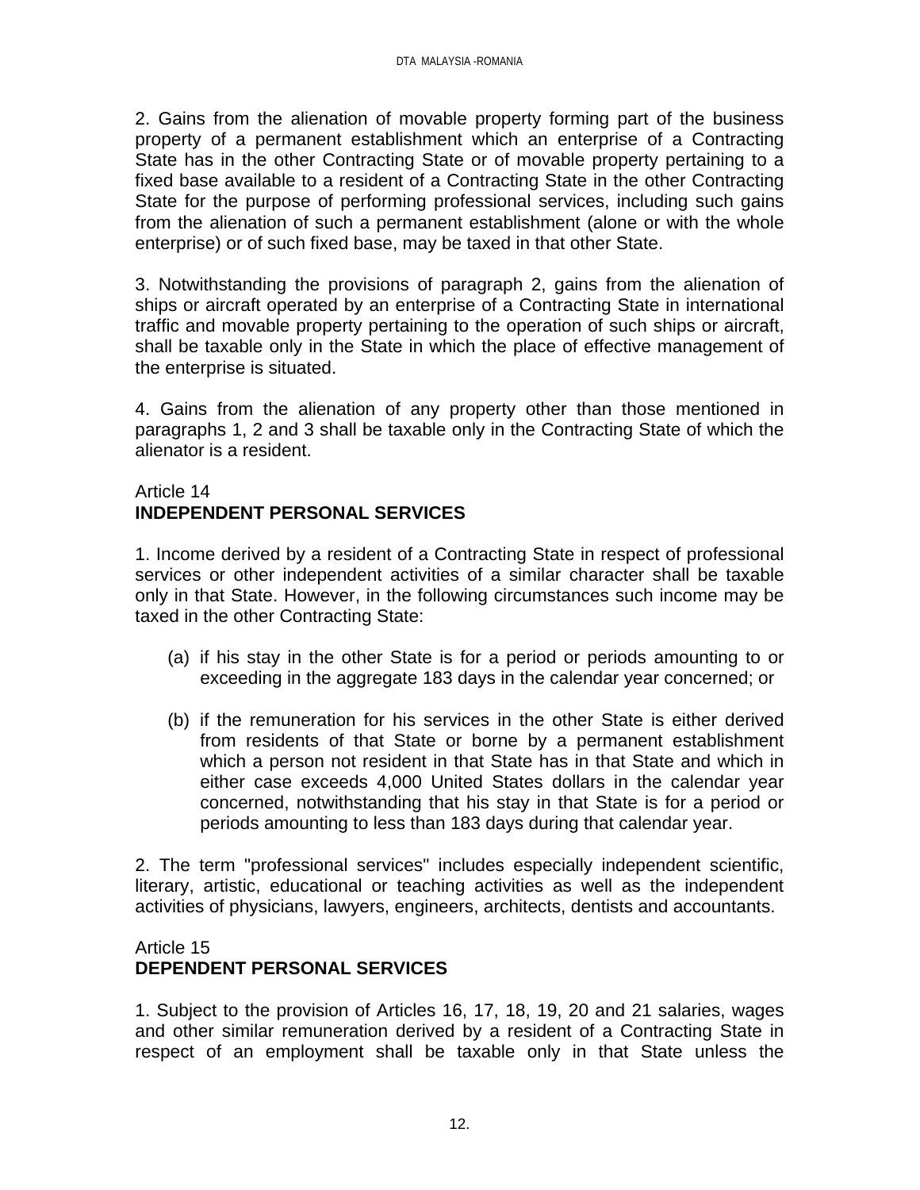2. Gains from the alienation of movable property forming part of the business property of a permanent establishment which an enterprise of a Contracting State has in the other Contracting State or of movable property pertaining to a fixed base available to a resident of a Contracting State in the other Contracting State for the purpose of performing professional services, including such gains from the alienation of such a permanent establishment (alone or with the whole enterprise) or of such fixed base, may be taxed in that other State.

3. Notwithstanding the provisions of paragraph 2, gains from the alienation of ships or aircraft operated by an enterprise of a Contracting State in international traffic and movable property pertaining to the operation of such ships or aircraft, shall be taxable only in the State in which the place of effective management of the enterprise is situated.

4. Gains from the alienation of any property other than those mentioned in paragraphs 1, 2 and 3 shall be taxable only in the Contracting State of which the alienator is a resident.

Article 14
**INDEPENDENT PERSONAL SERVICES**

1. Income derived by a resident of a Contracting State in respect of professional services or other independent activities of a similar character shall be taxable only in that State. However, in the following circumstances such income may be taxed in the other Contracting State:

(a) if his stay in the other State is for a period or periods amounting to or exceeding in the aggregate 183 days in the calendar year concerned; or

(b) if the remuneration for his services in the other State is either derived from residents of that State or borne by a permanent establishment which a person not resident in that State has in that State and which in either case exceeds 4,000 United States dollars in the calendar year concerned, notwithstanding that his stay in that State is for a period or periods amounting to less than 183 days during that calendar year.

2. The term "professional services" includes especially independent scientific, literary, artistic, educational or teaching activities as well as the independent activities of physicians, lawyers, engineers, architects, dentists and accountants.

Article 15
**DEPENDENT PERSONAL SERVICES**

1. Subject to the provision of Articles 16, 17, 18, 19, 20 and 21 salaries, wages and other similar remuneration derived by a resident of a Contracting State in respect of an employment shall be taxable only in that State unless the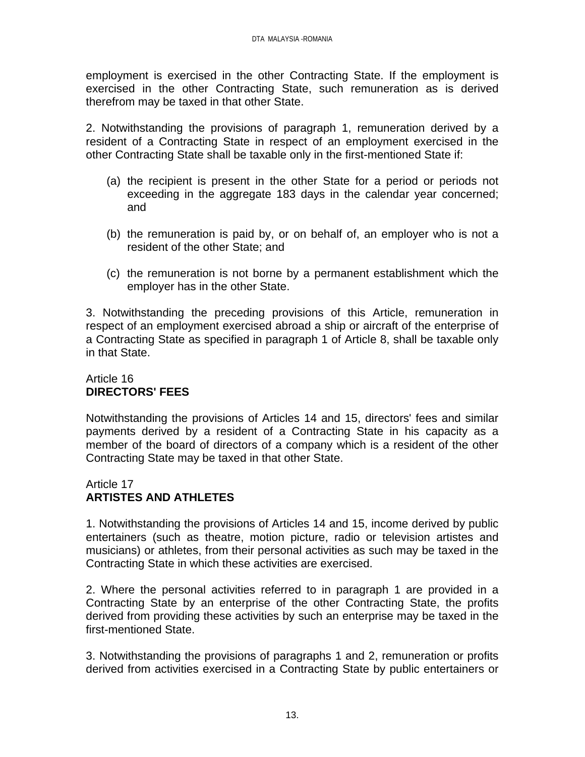employment is exercised in the other Contracting State. If the employment is exercised in the other Contracting State, such remuneration as is derived therefrom may be taxed in that other State.

2. Notwithstanding the provisions of paragraph 1, remuneration derived by a resident of a Contracting State in respect of an employment exercised in the other Contracting State shall be taxable only in the first-mentioned State if:

(a) the recipient is present in the other State for a period or periods not exceeding in the aggregate 183 days in the calendar year concerned; and

(b) the remuneration is paid by, or on behalf of, an employer who is not a resident of the other State; and

(c) the remuneration is not borne by a permanent establishment which the employer has in the other State.

3. Notwithstanding the preceding provisions of this Article, remuneration in respect of an employment exercised abroad a ship or aircraft of the enterprise of a Contracting State as specified in paragraph 1 of Article 8, shall be taxable only in that State.

Article 16
**DIRECTORS' FEES**

Notwithstanding the provisions of Articles 14 and 15, directors' fees and similar payments derived by a resident of a Contracting State in his capacity as a member of the board of directors of a company which is a resident of the other Contracting State may be taxed in that other State.

Article 17
**ARTISTES AND ATHLETES**

1. Notwithstanding the provisions of Articles 14 and 15, income derived by public entertainers (such as theatre, motion picture, radio or television artistes and musicians) or athletes, from their personal activities as such may be taxed in the Contracting State in which these activities are exercised.

2. Where the personal activities referred to in paragraph 1 are provided in a Contracting State by an enterprise of the other Contracting State, the profits derived from providing these activities by such an enterprise may be taxed in the first-mentioned State.

3. Notwithstanding the provisions of paragraphs 1 and 2, remuneration or profits derived from activities exercised in a Contracting State by public entertainers or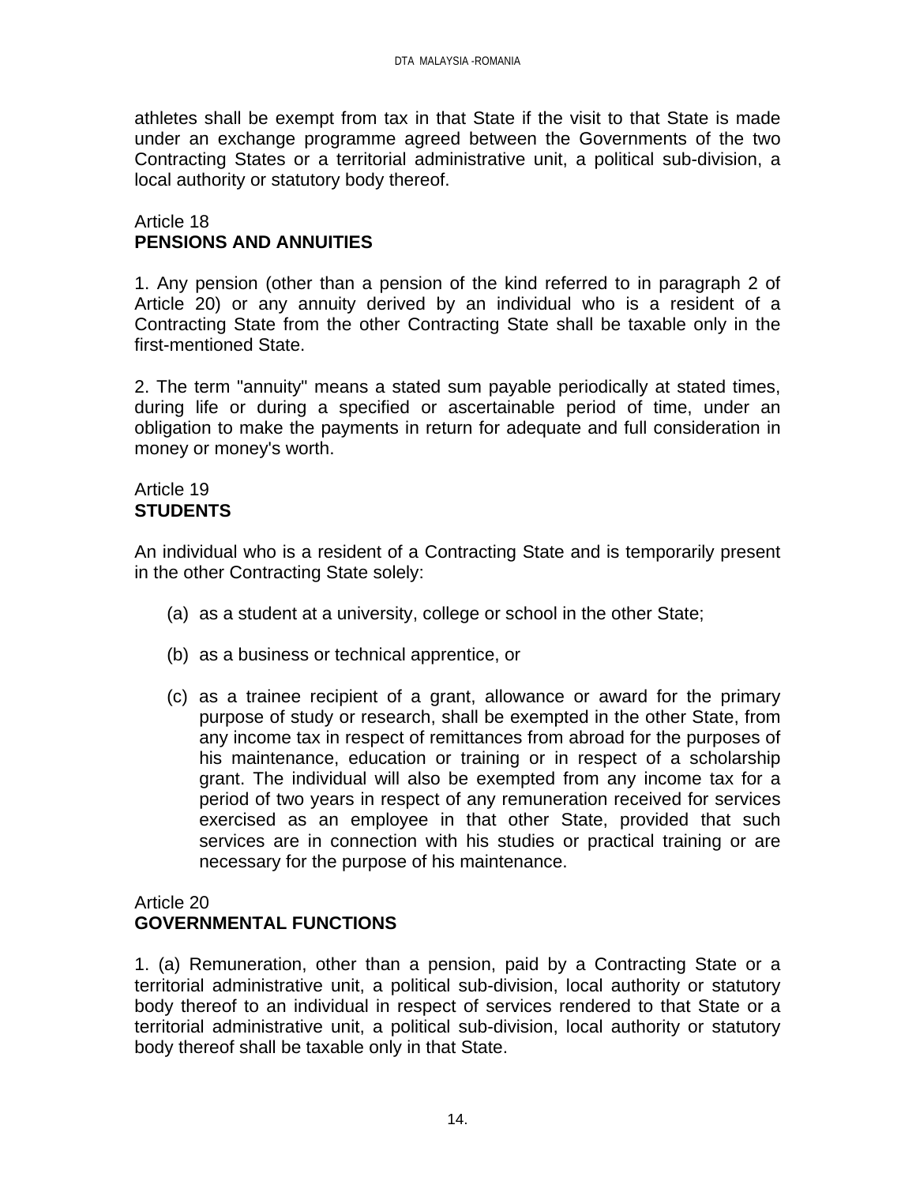athletes shall be exempt from tax in that State if the visit to that State is made under an exchange programme agreed between the Governments of the two Contracting States or a territorial administrative unit, a political sub-division, a local authority or statutory body thereof.

Article 18
**PENSIONS AND ANNUITIES**

1. Any pension (other than a pension of the kind referred to in paragraph 2 of Article 20) or any annuity derived by an individual who is a resident of a Contracting State from the other Contracting State shall be taxable only in the first-mentioned State.

2. The term "annuity" means a stated sum payable periodically at stated times, during life or during a specified or ascertainable period of time, under an obligation to make the payments in return for adequate and full consideration in money or money's worth.

Article 19
**STUDENTS**

An individual who is a resident of a Contracting State and is temporarily present in the other Contracting State solely:

(a) as a student at a university, college or school in the other State;

(b) as a business or technical apprentice, or

(c) as a trainee recipient of a grant, allowance or award for the primary purpose of study or research, shall be exempted in the other State, from any income tax in respect of remittances from abroad for the purposes of his maintenance, education or training or in respect of a scholarship grant. The individual will also be exempted from any income tax for a period of two years in respect of any remuneration received for services exercised as an employee in that other State, provided that such services are in connection with his studies or practical training or are necessary for the purpose of his maintenance.

Article 20
**GOVERNMENTAL FUNCTIONS**

1. (a) Remuneration, other than a pension, paid by a Contracting State or a territorial administrative unit, a political sub-division, local authority or statutory body thereof to an individual in respect of services rendered to that State or a territorial administrative unit, a political sub-division, local authority or statutory body thereof shall be taxable only in that State.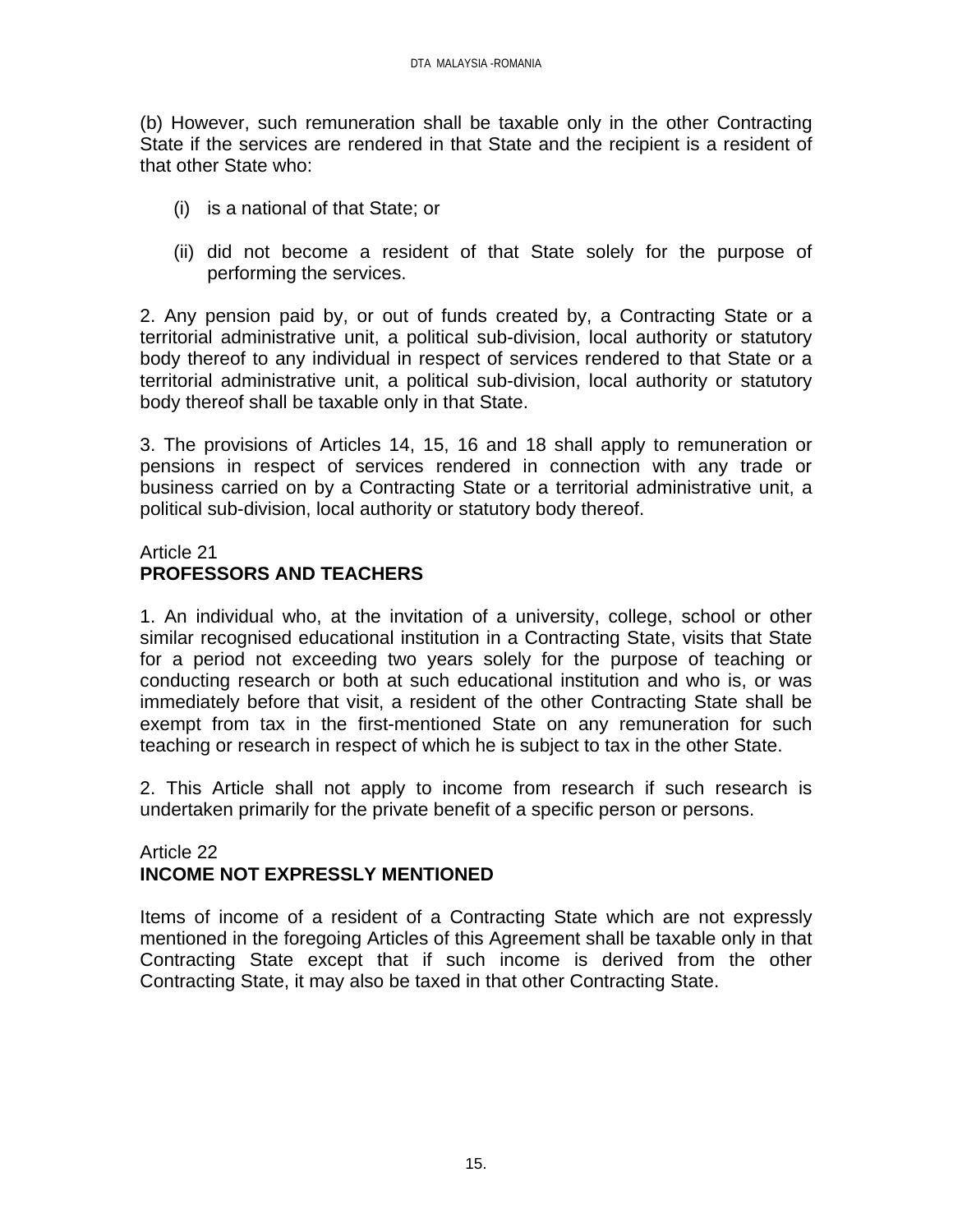(b) However, such remuneration shall be taxable only in the other Contracting State if the services are rendered in that State and the recipient is a resident of that other State who:

(i) is a national of that State; or

(ii) did not become a resident of that State solely for the purpose of performing the services.

2. Any pension paid by, or out of funds created by, a Contracting State or a territorial administrative unit, a political sub-division, local authority or statutory body thereof to any individual in respect of services rendered to that State or a territorial administrative unit, a political sub-division, local authority or statutory body thereof shall be taxable only in that State.

3. The provisions of Articles 14, 15, 16 and 18 shall apply to remuneration or pensions in respect of services rendered in connection with any trade or business carried on by a Contracting State or a territorial administrative unit, a political sub-division, local authority or statutory body thereof.

Article 21
**PROFESSORS AND TEACHERS**

1. An individual who, at the invitation of a university, college, school or other similar recognised educational institution in a Contracting State, visits that State for a period not exceeding two years solely for the purpose of teaching or conducting research or both at such educational institution and who is, or was immediately before that visit, a resident of the other Contracting State shall be exempt from tax in the first-mentioned State on any remuneration for such teaching or research in respect of which he is subject to tax in the other State.

2. This Article shall not apply to income from research if such research is undertaken primarily for the private benefit of a specific person or persons.

Article 22
**INCOME NOT EXPRESSLY MENTIONED**

Items of income of a resident of a Contracting State which are not expressly mentioned in the foregoing Articles of this Agreement shall be taxable only in that Contracting State except that if such income is derived from the other Contracting State, it may also be taxed in that other Contracting State.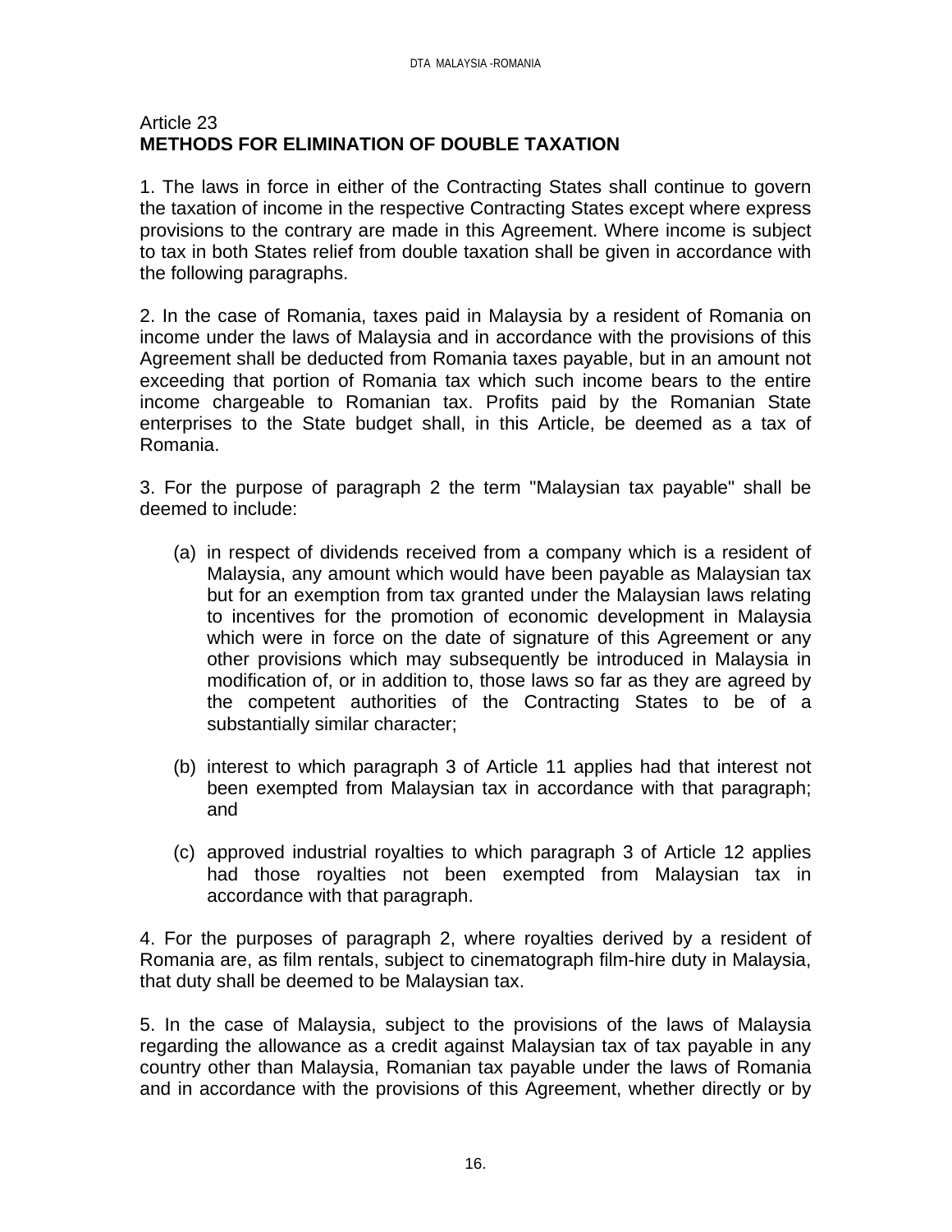Article 23
**METHODS FOR ELIMINATION OF DOUBLE TAXATION**

1. The laws in force in either of the Contracting States shall continue to govern the taxation of income in the respective Contracting States except where express provisions to the contrary are made in this Agreement. Where income is subject to tax in both States relief from double taxation shall be given in accordance with the following paragraphs.

2. In the case of Romania, taxes paid in Malaysia by a resident of Romania on income under the laws of Malaysia and in accordance with the provisions of this Agreement shall be deducted from Romania taxes payable, but in an amount not exceeding that portion of Romania tax which such income bears to the entire income chargeable to Romanian tax. Profits paid by the Romanian State enterprises to the State budget shall, in this Article, be deemed as a tax of Romania.

3. For the purpose of paragraph 2 the term "Malaysian tax payable" shall be deemed to include:

(a) in respect of dividends received from a company which is a resident of Malaysia, any amount which would have been payable as Malaysian tax but for an exemption from tax granted under the Malaysian laws relating to incentives for the promotion of economic development in Malaysia which were in force on the date of signature of this Agreement or any other provisions which may subsequently be introduced in Malaysia in modification of, or in addition to, those laws so far as they are agreed by the competent authorities of the Contracting States to be of a substantially similar character;

(b) interest to which paragraph 3 of Article 11 applies had that interest not been exempted from Malaysian tax in accordance with that paragraph; and

(c) approved industrial royalties to which paragraph 3 of Article 12 applies had those royalties not been exempted from Malaysian tax in accordance with that paragraph.

4. For the purposes of paragraph 2, where royalties derived by a resident of Romania are, as film rentals, subject to cinematograph film-hire duty in Malaysia, that duty shall be deemed to be Malaysian tax.

5. In the case of Malaysia, subject to the provisions of the laws of Malaysia regarding the allowance as a credit against Malaysian tax of tax payable in any country other than Malaysia, Romanian tax payable under the laws of Romania and in accordance with the provisions of this Agreement, whether directly or by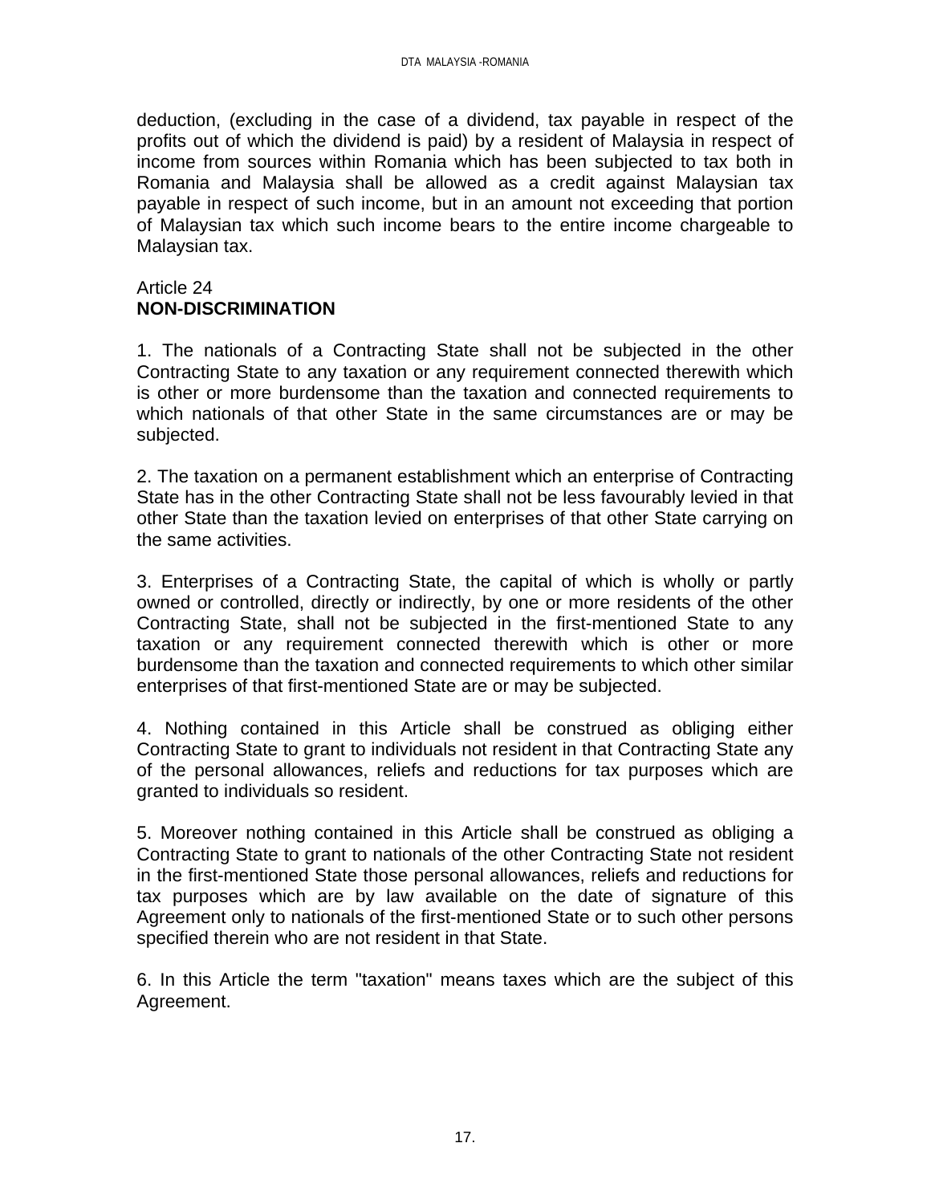deduction, (excluding in the case of a dividend, tax payable in respect of the profits out of which the dividend is paid) by a resident of Malaysia in respect of income from sources within Romania which has been subjected to tax both in Romania and Malaysia shall be allowed as a credit against Malaysian tax payable in respect of such income, but in an amount not exceeding that portion of Malaysian tax which such income bears to the entire income chargeable to Malaysian tax.

Article 24
**NON-DISCRIMINATION**

1. The nationals of a Contracting State shall not be subjected in the other Contracting State to any taxation or any requirement connected therewith which is other or more burdensome than the taxation and connected requirements to which nationals of that other State in the same circumstances are or may be subjected.

2. The taxation on a permanent establishment which an enterprise of Contracting State has in the other Contracting State shall not be less favourably levied in that other State than the taxation levied on enterprises of that other State carrying on the same activities.

3. Enterprises of a Contracting State, the capital of which is wholly or partly owned or controlled, directly or indirectly, by one or more residents of the other Contracting State, shall not be subjected in the first-mentioned State to any taxation or any requirement connected therewith which is other or more burdensome than the taxation and connected requirements to which other similar enterprises of that first-mentioned State are or may be subjected.

4. Nothing contained in this Article shall be construed as obliging either Contracting State to grant to individuals not resident in that Contracting State any of the personal allowances, reliefs and reductions for tax purposes which are granted to individuals so resident.

5. Moreover nothing contained in this Article shall be construed as obliging a Contracting State to grant to nationals of the other Contracting State not resident in the first-mentioned State those personal allowances, reliefs and reductions for tax purposes which are by law available on the date of signature of this Agreement only to nationals of the first-mentioned State or to such other persons specified therein who are not resident in that State.

6. In this Article the term "taxation" means taxes which are the subject of this Agreement.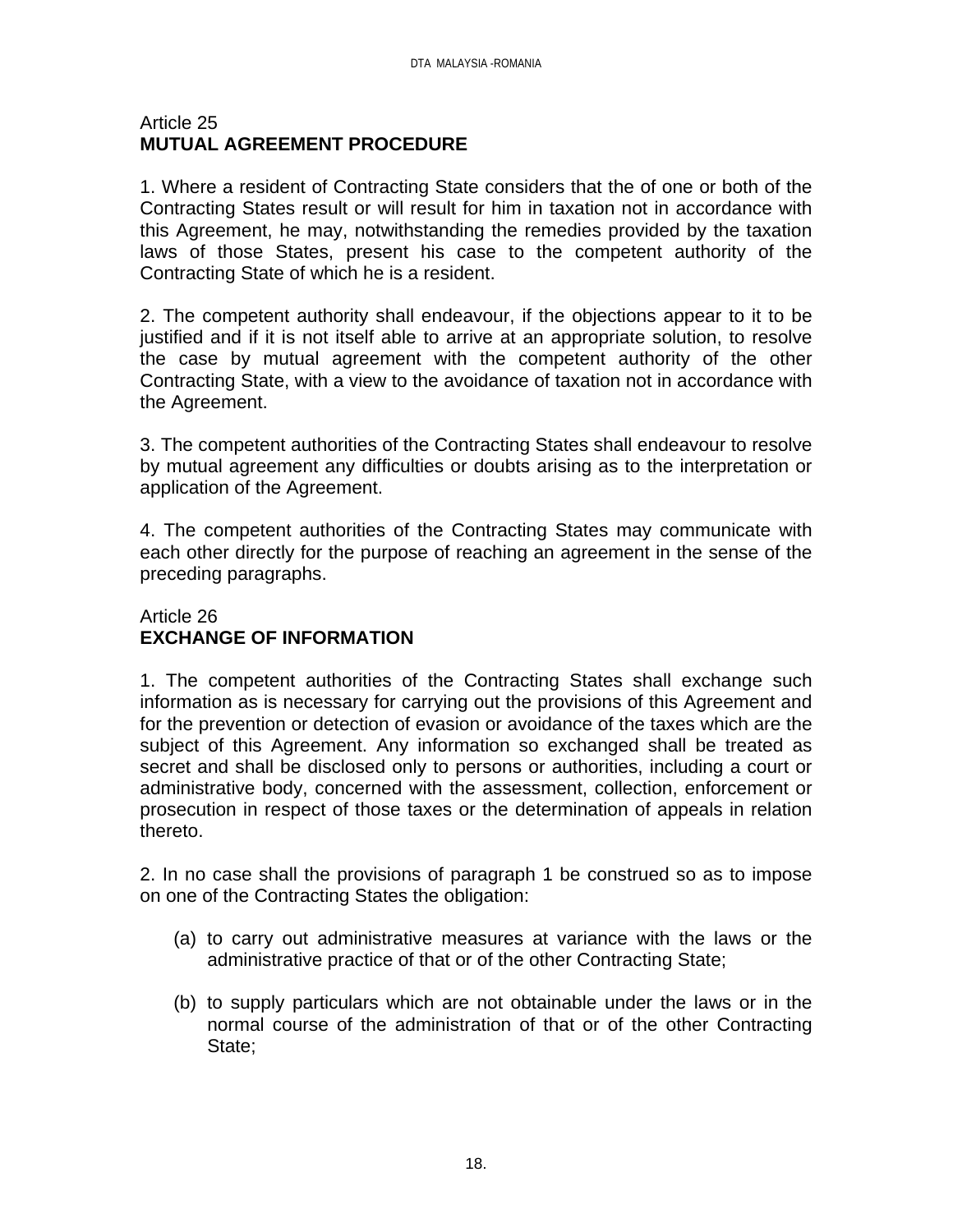Article 25
**MUTUAL AGREEMENT PROCEDURE**

1. Where a resident of Contracting State considers that the of one or both of the Contracting States result or will result for him in taxation not in accordance with this Agreement, he may, notwithstanding the remedies provided by the taxation laws of those States, present his case to the competent authority of the Contracting State of which he is a resident.

2. The competent authority shall endeavour, if the objections appear to it to be justified and if it is not itself able to arrive at an appropriate solution, to resolve the case by mutual agreement with the competent authority of the other Contracting State, with a view to the avoidance of taxation not in accordance with the Agreement.

3. The competent authorities of the Contracting States shall endeavour to resolve by mutual agreement any difficulties or doubts arising as to the interpretation or application of the Agreement.

4. The competent authorities of the Contracting States may communicate with each other directly for the purpose of reaching an agreement in the sense of the preceding paragraphs.

Article 26
**EXCHANGE OF INFORMATION**

1. The competent authorities of the Contracting States shall exchange such information as is necessary for carrying out the provisions of this Agreement and for the prevention or detection of evasion or avoidance of the taxes which are the subject of this Agreement. Any information so exchanged shall be treated as secret and shall be disclosed only to persons or authorities, including a court or administrative body, concerned with the assessment, collection, enforcement or prosecution in respect of those taxes or the determination of appeals in relation thereto.

2. In no case shall the provisions of paragraph 1 be construed so as to impose on one of the Contracting States the obligation:

(a) to carry out administrative measures at variance with the laws or the administrative practice of that or of the other Contracting State;

(b) to supply particulars which are not obtainable under the laws or in the normal course of the administration of that or of the other Contracting State;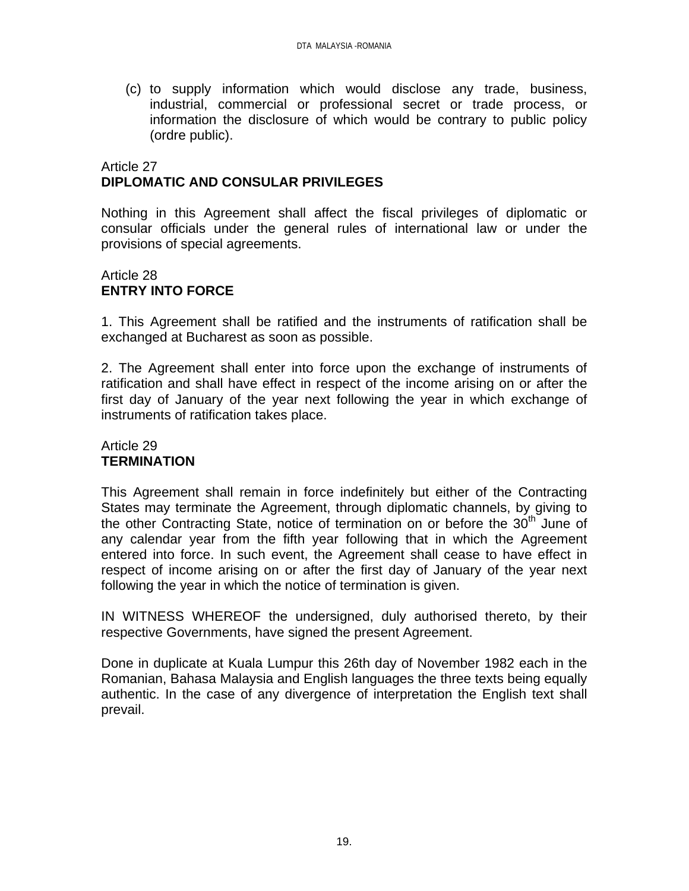(c) to supply information which would disclose any trade, business, industrial, commercial or professional secret or trade process, or information the disclosure of which would be contrary to public policy (ordre public).

Article 27
**DIPLOMATIC AND CONSULAR PRIVILEGES**

Nothing in this Agreement shall affect the fiscal privileges of diplomatic or consular officials under the general rules of international law or under the provisions of special agreements.

Article 28
**ENTRY INTO FORCE**

1. This Agreement shall be ratified and the instruments of ratification shall be exchanged at Bucharest as soon as possible.

2. The Agreement shall enter into force upon the exchange of instruments of ratification and shall have effect in respect of the income arising on or after the first day of January of the year next following the year in which exchange of instruments of ratification takes place.

Article 29
**TERMINATION**

This Agreement shall remain in force indefinitely but either of the Contracting States may terminate the Agreement, through diplomatic channels, by giving to the other Contracting State, notice of termination on or before the 30th June of any calendar year from the fifth year following that in which the Agreement entered into force. In such event, the Agreement shall cease to have effect in respect of income arising on or after the first day of January of the year next following the year in which the notice of termination is given.

IN WITNESS WHEREOF the undersigned, duly authorised thereto, by their respective Governments, have signed the present Agreement.

Done in duplicate at Kuala Lumpur this 26th day of November 1982 each in the Romanian, Bahasa Malaysia and English languages the three texts being equally authentic. In the case of any divergence of interpretation the English text shall prevail.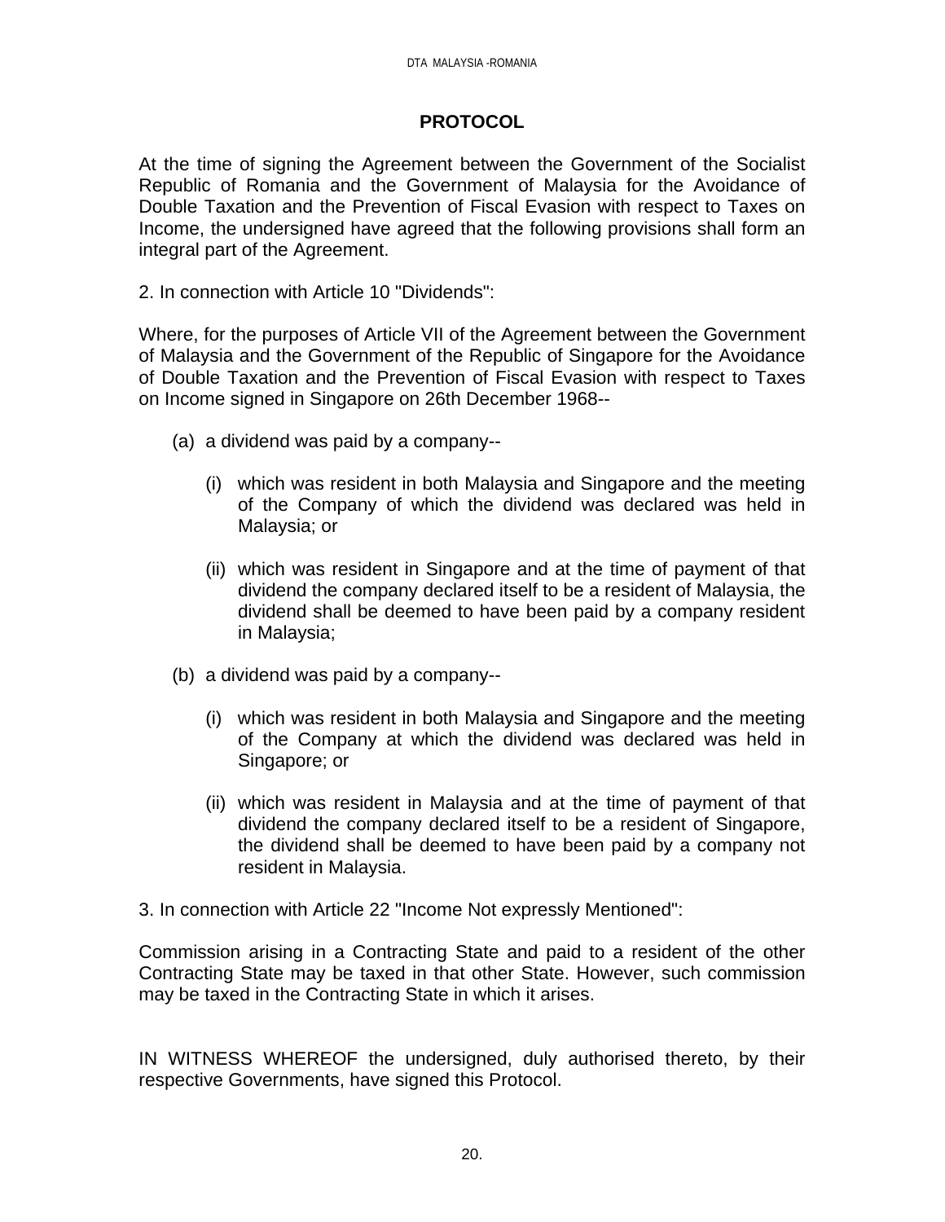# PROTOCOL

At the time of signing the Agreement between the Government of the Socialist Republic of Romania and the Government of Malaysia for the Avoidance of Double Taxation and the Prevention of Fiscal Evasion with respect to Taxes on Income, the undersigned have agreed that the following provisions shall form an integral part of the Agreement.

2. In connection with Article 10 "Dividends":

Where, for the purposes of Article VII of the Agreement between the Government of Malaysia and the Government of the Republic of Singapore for the Avoidance of Double Taxation and the Prevention of Fiscal Evasion with respect to Taxes on Income signed in Singapore on 26th December 1968--

(a) a dividend was paid by a company--

(i) which was resident in both Malaysia and Singapore and the meeting of the Company of which the dividend was declared was held in Malaysia; or

(ii) which was resident in Singapore and at the time of payment of that dividend the company declared itself to be a resident of Malaysia, the dividend shall be deemed to have been paid by a company resident in Malaysia;

(b) a dividend was paid by a company--

(i) which was resident in both Malaysia and Singapore and the meeting of the Company at which the dividend was declared was held in Singapore; or

(ii) which was resident in Malaysia and at the time of payment of that dividend the company declared itself to be a resident of Singapore, the dividend shall be deemed to have been paid by a company not resident in Malaysia.

3. In connection with Article 22 "Income Not expressly Mentioned":

Commission arising in a Contracting State and paid to a resident of the other Contracting State may be taxed in that other State. However, such commission may be taxed in the Contracting State in which it arises.

IN WITNESS WHEREOF the undersigned, duly authorised thereto, by their respective Governments, have signed this Protocol.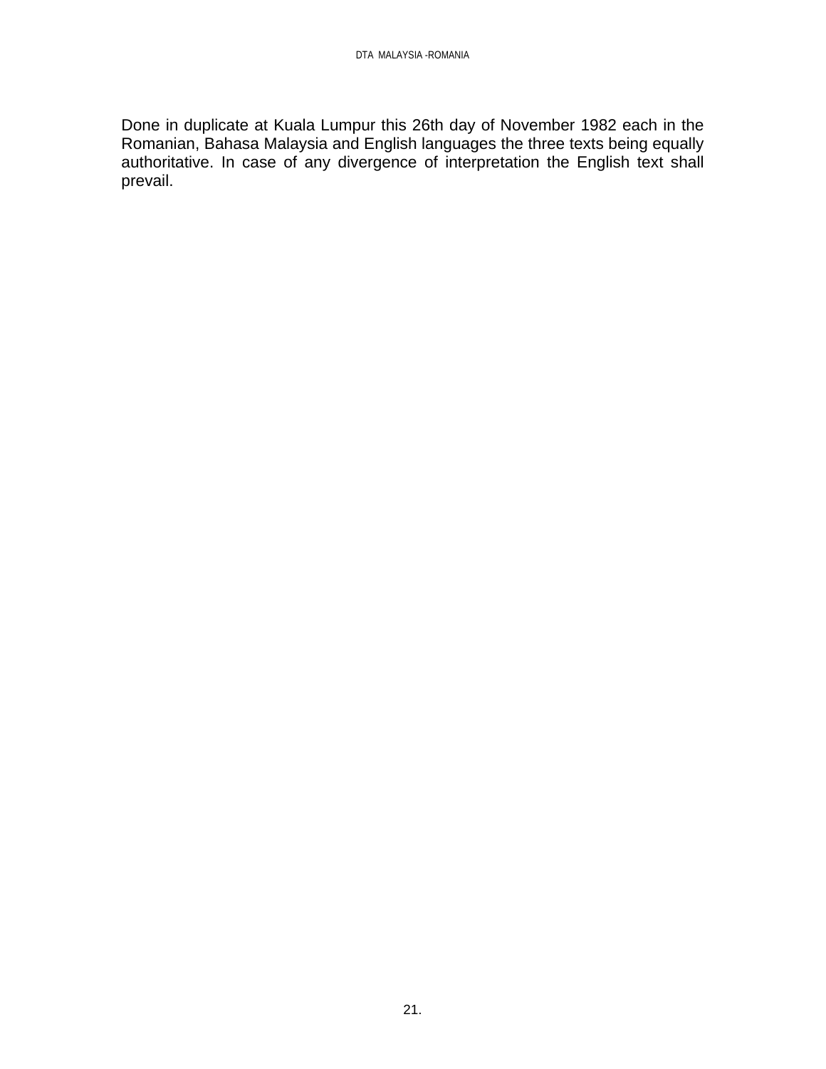Done in duplicate at Kuala Lumpur this 26th day of November 1982 each in the Romanian, Bahasa Malaysia and English languages the three texts being equally authoritative. In case of any divergence of interpretation the English text shall prevail.